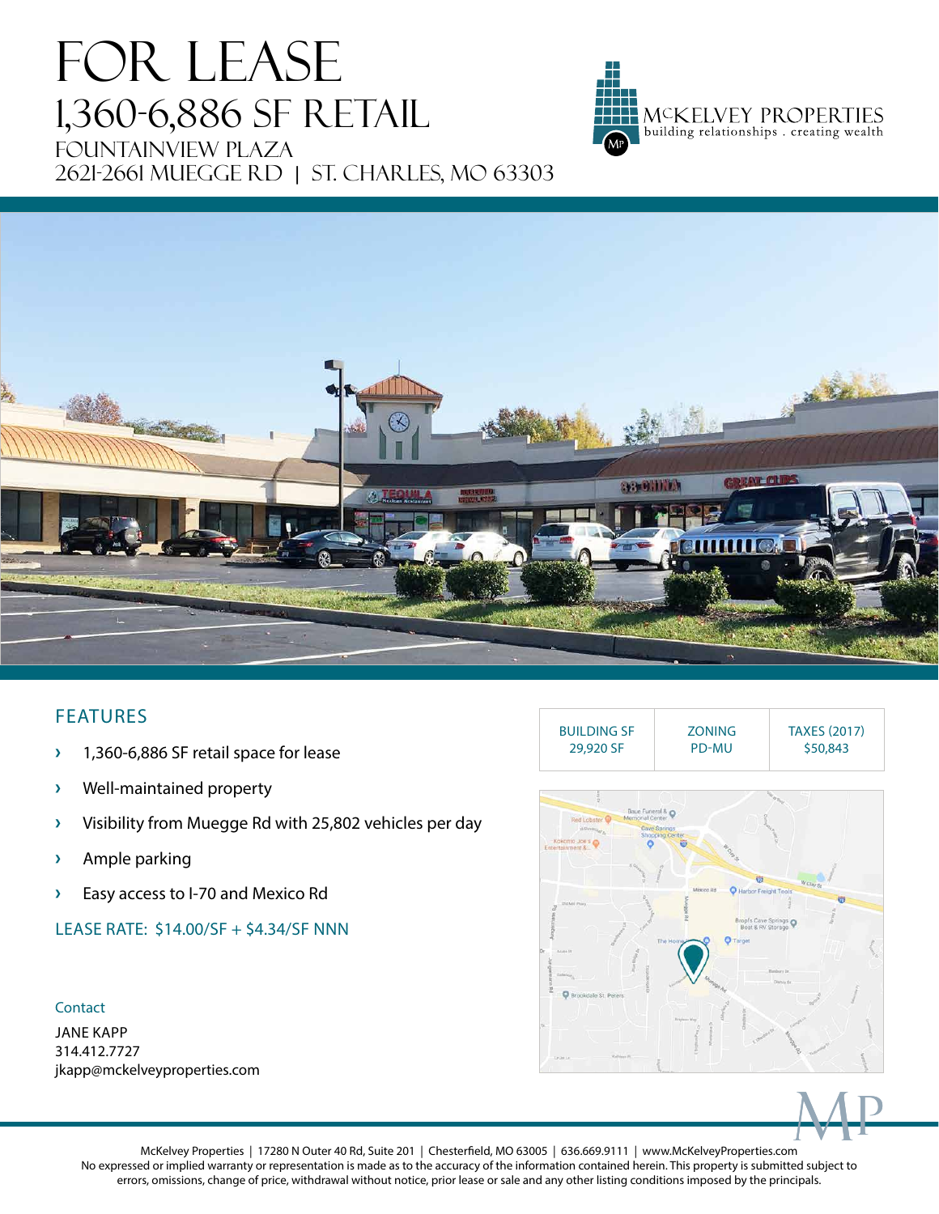# FOR LEASE

## 1,360-6,886 SF RETAIL

### FOUNTAINVIEW PLAZA
### 2621-2661 MUEGGE RD | ST. CHARLES, MO 63303

MCKELVEY PROPERTIES
building relationships . creating wealth

## FEATURES

- 1,360-6,886 SF retail space for lease
- Well-maintained property
- Visibility from Muegge Rd with 25,802 vehicles per day
- Ample parking
- Easy access to I-70 and Mexico Rd

LEASE RATE: $14.00/SF + $4.34/SF NNN

| BUILDING SF | ZONING | TAXES (2017) |
|---|---|---|
| 29,920 SF | PD-MU | $50,843 |

Contact

JANE KAPP
314.412.7727
jkapp@mckelveyproperties.com

McKelvey Properties | 17280 N Outer 40 Rd, Suite 201 | Chesterfield, MO 63005 | 636.669.9111 | www.McKelveyProperties.com
No expressed or implied warranty or representation is made as to the accuracy of the information contained herein. This property is submitted subject to errors, omissions, change of price, withdrawal without notice, prior lease or sale and any other listing conditions imposed by the principals.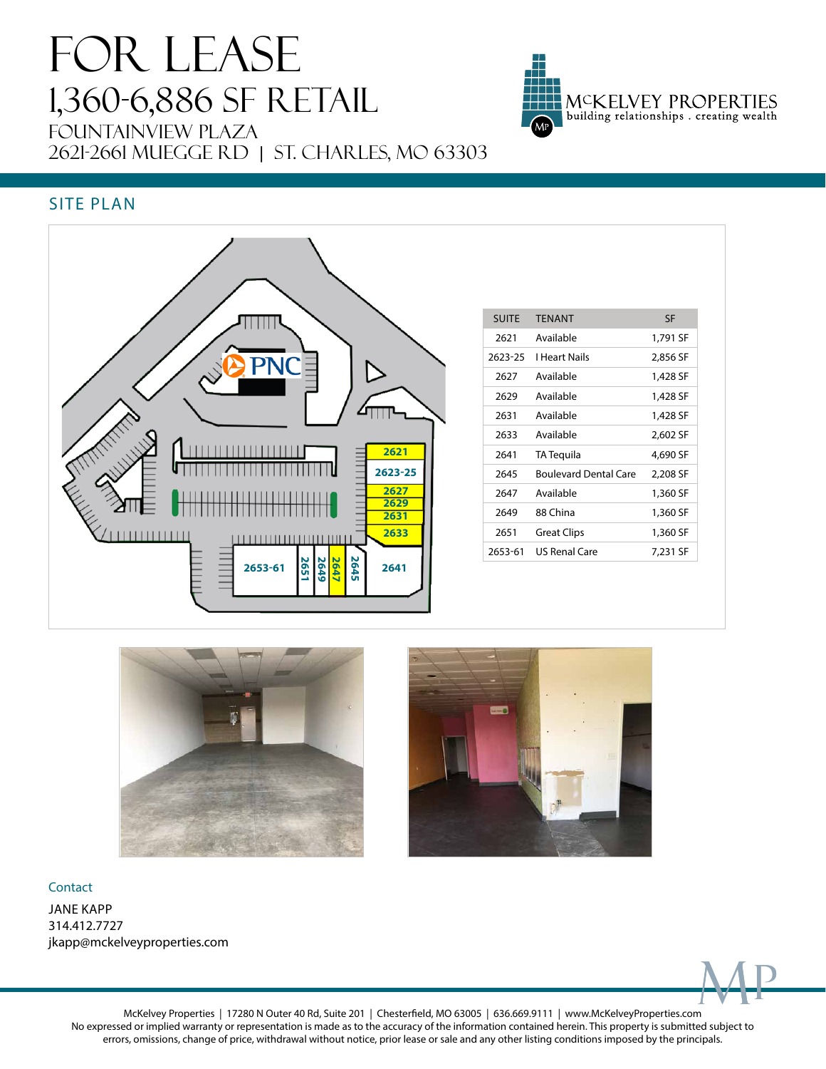# FOR LEASE

## 1,360-6,886 SF RETAIL

FOUNTAINVIEW PLAZA
2621-2661 MUEGGE RD | ST. CHARLES, MO 63303

McKELVEY PROPERTIES
building relationships . creating wealth

## SITE PLAN

| SUITE | TENANT | SF |
|---|---|---|
| 2621 | Available | 1,791 SF |
| 2623-25 | I Heart Nails | 2,856 SF |
| 2627 | Available | 1,428 SF |
| 2629 | Available | 1,428 SF |
| 2631 | Available | 1,428 SF |
| 2633 | Available | 2,602 SF |
| 2641 | TA Tequila | 4,690 SF |
| 2645 | Boulevard Dental Care | 2,208 SF |
| 2647 | Available | 1,360 SF |
| 2649 | 88 China | 1,360 SF |
| 2651 | Great Clips | 1,360 SF |
| 2653-61 | US Renal Care | 7,231 SF |

Contact

JANE KAPP
314.412.7727
jkapp@mckelveyproperties.com

McKelvey Properties | 17280 N Outer 40 Rd, Suite 201 | Chesterfield, MO 63005 | 636.669.9111 | www.McKelveyProperties.com
No expressed or implied warranty or representation is made as to the accuracy of the information contained herein. This property is submitted subject to errors, omissions, change of price, withdrawal without notice, prior lease or sale and any other listing conditions imposed by the principals.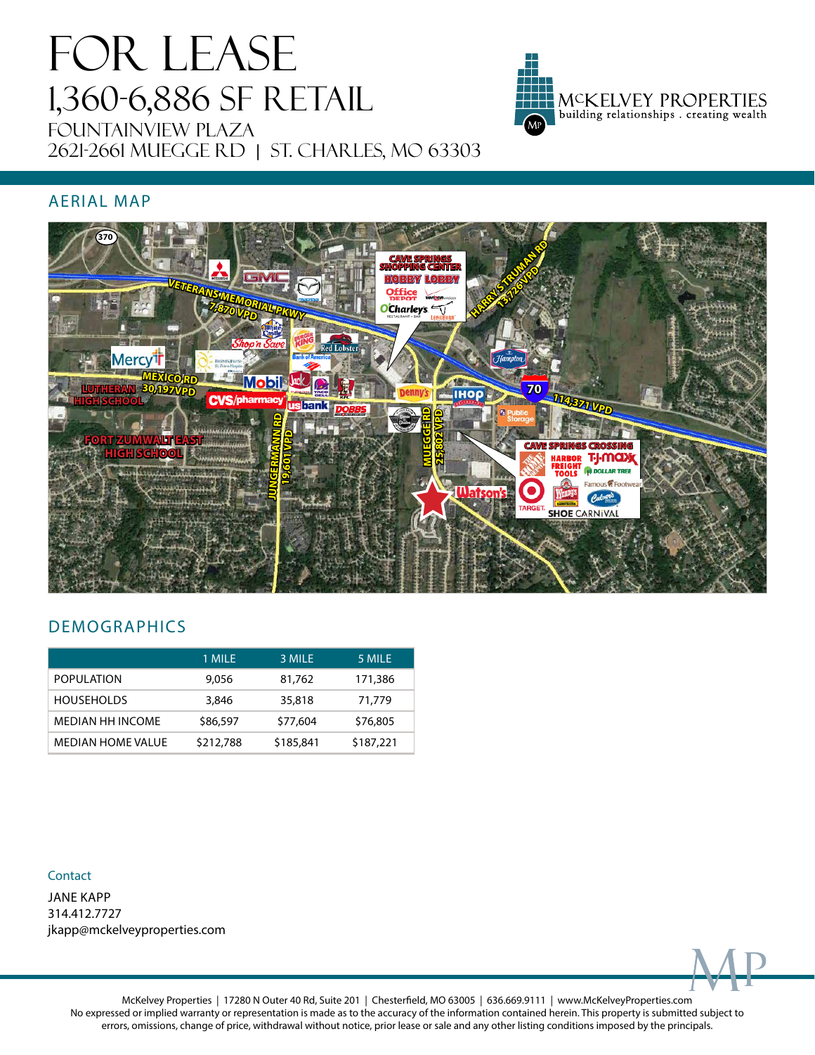# FOR LEASE

## 1,360-6,886 SF RETAIL

FOUNTAINVIEW PLAZA
2621-2661 MUEGGE RD | ST. CHARLES, MO 63303

McKELVEY PROPERTIES
building relationships . creating wealth

## AERIAL MAP

370
VETERANS MEMORIAL PKWY
7,870 VPD
CAVE SPRINGS SHOPPING CENTER
HARRY S TRUMAN RD
13,726 VPD
MEXICO RD
30,197 VPD
LUTHERAN HIGH SCHOOL
FORT ZUMWALT EAST HIGH SCHOOL
JUNGERMANN RD
19,601 VPD
MUEGGE RD
25,802 VPD
70
114,371 VPD
CAVE SPRINGS CROSSING

## DEMOGRAPHICS

| | 1 MILE | 3 MILE | 5 MILE |
|---|---|---|---|
| POPULATION | 9,056 | 81,762 | 171,386 |
| HOUSEHOLDS | 3,846 | 35,818 | 71,779 |
| MEDIAN HH INCOME | $86,597 | $77,604 | $76,805 |
| MEDIAN HOME VALUE | $212,788 | $185,841 | $187,221 |

Contact

JANE KAPP
314.412.7727
jkapp@mckelveyproperties.com

McKelvey Properties | 17280 N Outer 40 Rd, Suite 201 | Chesterfield, MO 63005 | 636.669.9111 | www.McKelveyProperties.com
No expressed or implied warranty or representation is made as to the accuracy of the information contained herein. This property is submitted subject to errors, omissions, change of price, withdrawal without notice, prior lease or sale and any other listing conditions imposed by the principals.